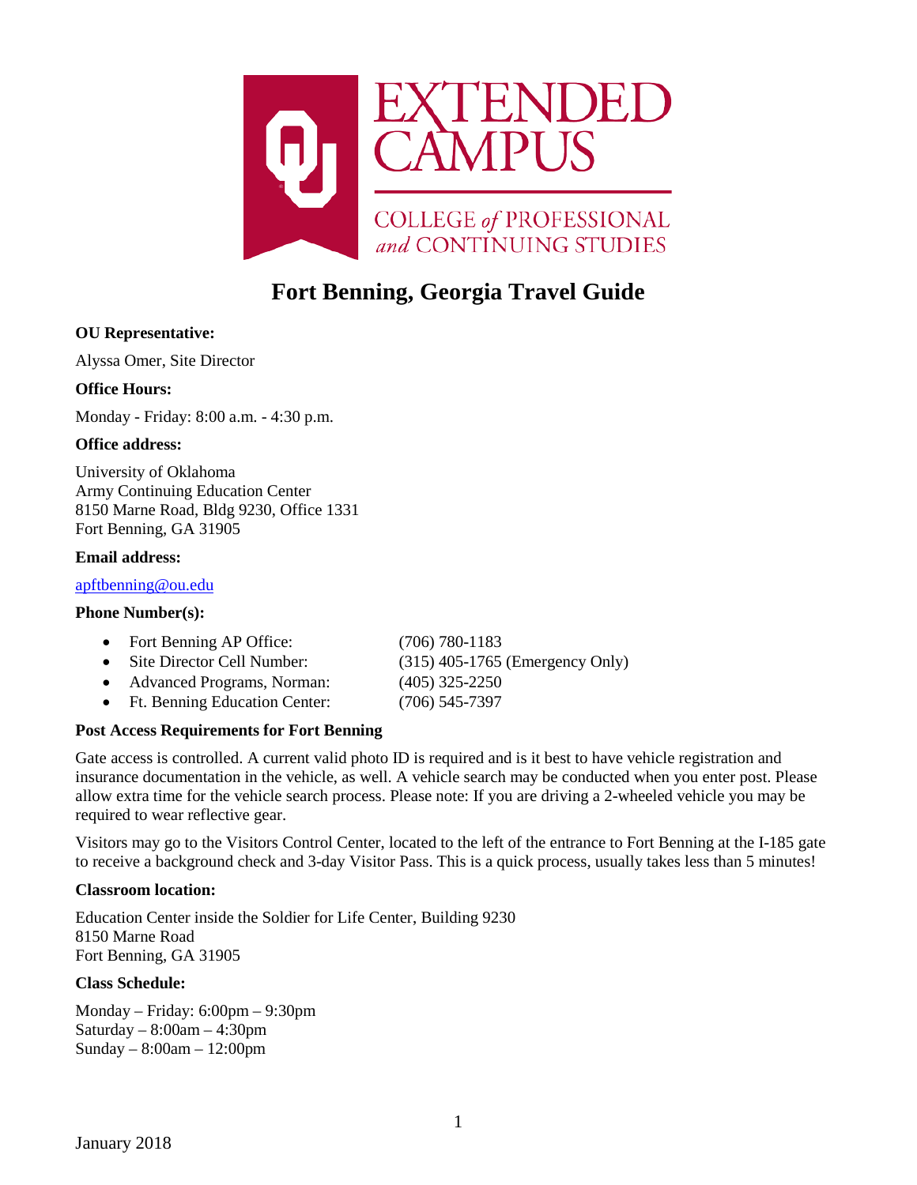EXTENDED CAMPUS

COLLEGE *of* PROFESSIONAL *and* CONTINUING STUDIES

# Fort Benning, Georgia Travel Guide

**OU Representative:**

Alyssa Omer, Site Director

**Office Hours:**

Monday - Friday: 8:00 a.m. - 4:30 p.m.

**Office address:**

University of Oklahoma
Army Continuing Education Center
8150 Marne Road, Bldg 9230, Office 1331
Fort Benning, GA 31905

**Email address:**

apftbenning@ou.edu

**Phone Number(s):**

- Fort Benning AP Office: (706) 780-1183
- Site Director Cell Number: (315) 405-1765 (Emergency Only)
- Advanced Programs, Norman: (405) 325-2250
- Ft. Benning Education Center: (706) 545-7397

**Post Access Requirements for Fort Benning**

Gate access is controlled. A current valid photo ID is required and is it best to have vehicle registration and insurance documentation in the vehicle, as well. A vehicle search may be conducted when you enter post. Please allow extra time for the vehicle search process. Please note: If you are driving a 2-wheeled vehicle you may be required to wear reflective gear.

Visitors may go to the Visitors Control Center, located to the left of the entrance to Fort Benning at the I-185 gate to receive a background check and 3-day Visitor Pass. This is a quick process, usually takes less than 5 minutes!

**Classroom location:**

Education Center inside the Soldier for Life Center, Building 9230
8150 Marne Road
Fort Benning, GA 31905

**Class Schedule:**

Monday – Friday: 6:00pm – 9:30pm
Saturday – 8:00am – 4:30pm
Sunday – 8:00am – 12:00pm

January 2018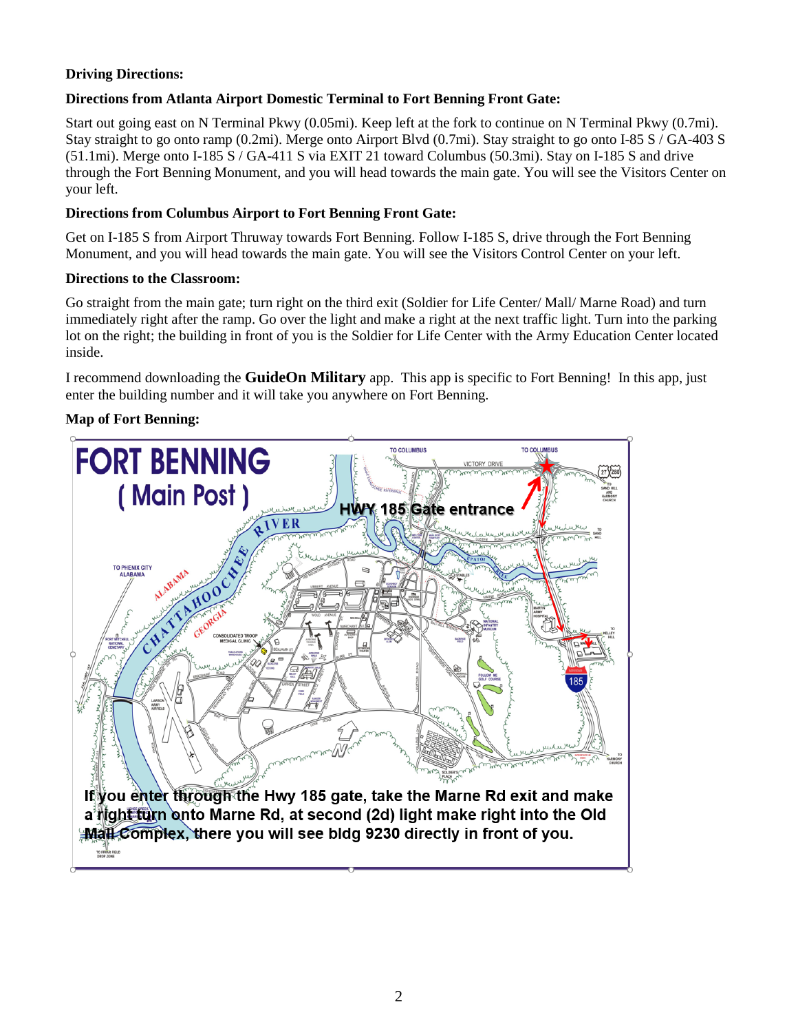**Driving Directions:**

**Directions from Atlanta Airport Domestic Terminal to Fort Benning Front Gate:**

Start out going east on N Terminal Pkwy (0.05mi). Keep left at the fork to continue on N Terminal Pkwy (0.7mi). Stay straight to go onto ramp (0.2mi). Merge onto Airport Blvd (0.7mi). Stay straight to go onto I-85 S / GA-403 S (51.1mi). Merge onto I-185 S / GA-411 S via EXIT 21 toward Columbus (50.3mi). Stay on I-185 S and drive through the Fort Benning Monument, and you will head towards the main gate. You will see the Visitors Center on your left.

**Directions from Columbus Airport to Fort Benning Front Gate:**

Get on I-185 S from Airport Thruway towards Fort Benning. Follow I-185 S, drive through the Fort Benning Monument, and you will head towards the main gate. You will see the Visitors Control Center on your left.

**Directions to the Classroom:**

Go straight from the main gate; turn right on the third exit (Soldier for Life Center/ Mall/ Marne Road) and turn immediately right after the ramp. Go over the light and make a right at the next traffic light. Turn into the parking lot on the right; the building in front of you is the Soldier for Life Center with the Army Education Center located inside.

I recommend downloading the **GuideOn Military** app. This app is specific to Fort Benning! In this app, just enter the building number and it will take you anywhere on Fort Benning.

**Map of Fort Benning:**

FORT BENNING ( Main Post )

HWY 185 Gate entrance

If you enter through the Hwy 185 gate, take the Marne Rd exit and make a right turn onto Marne Rd, at second (2d) light make right into the Old Mall Complex, there you will see bldg 9230 directly in front of you.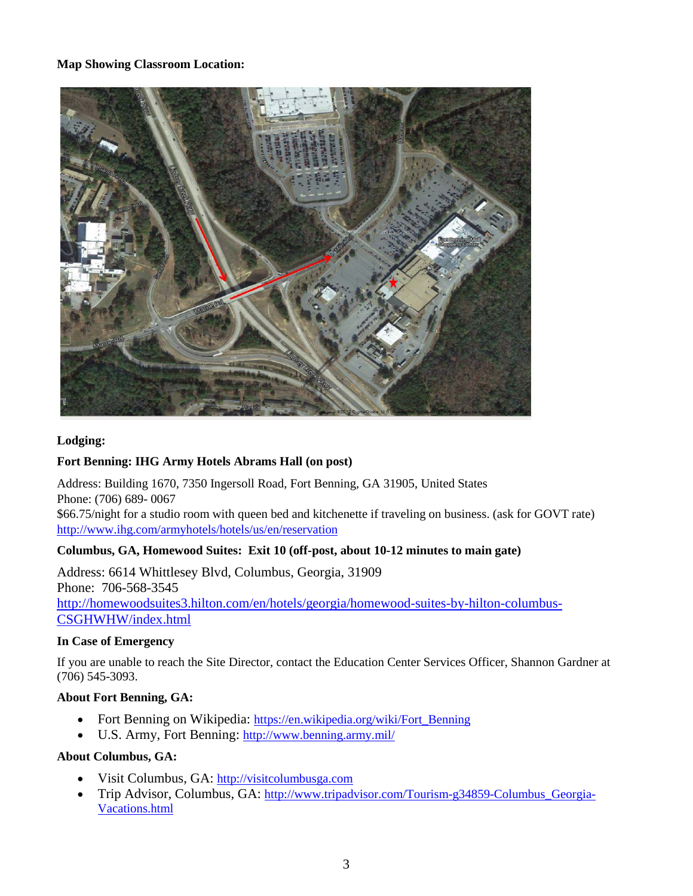**Map Showing Classroom Location:**

**Lodging:**

**Fort Benning: IHG Army Hotels Abrams Hall (on post)**

Address: Building 1670, 7350 Ingersoll Road, Fort Benning, GA 31905, United States
Phone: (706) 689- 0067
$66.75/night for a studio room with queen bed and kitchenette if traveling on business. (ask for GOVT rate)
http://www.ihg.com/armyhotels/hotels/us/en/reservation

**Columbus, GA, Homewood Suites: Exit 10 (off-post, about 10-12 minutes to main gate)**

Address: 6614 Whittlesey Blvd, Columbus, Georgia, 31909
Phone: 706-568-3545
http://homewoodsuites3.hilton.com/en/hotels/georgia/homewood-suites-by-hilton-columbus-CSGHWHW/index.html

**In Case of Emergency**

If you are unable to reach the Site Director, contact the Education Center Services Officer, Shannon Gardner at (706) 545-3093.

**About Fort Benning, GA:**

- Fort Benning on Wikipedia: https://en.wikipedia.org/wiki/Fort_Benning
- U.S. Army, Fort Benning: http://www.benning.army.mil/

**About Columbus, GA:**

- Visit Columbus, GA: http://visitcolumbusga.com
- Trip Advisor, Columbus, GA: http://www.tripadvisor.com/Tourism-g34859-Columbus_Georgia-Vacations.html